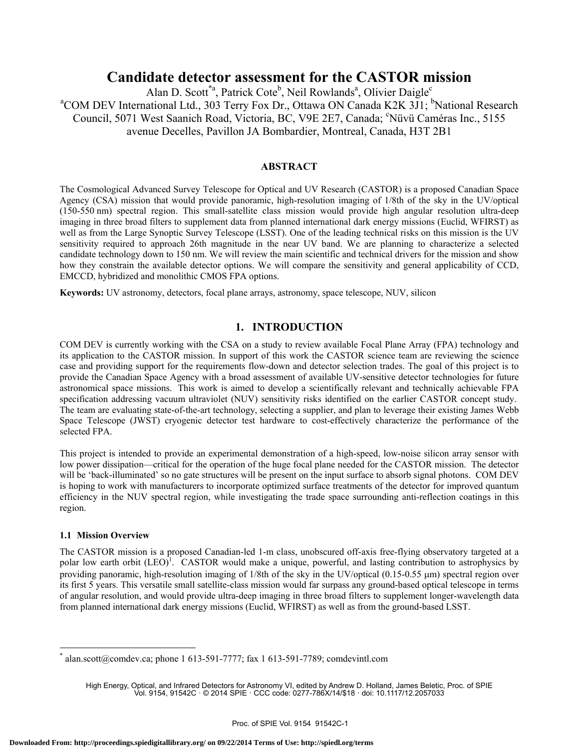# Candidate detector assessment for the CASTOR mission

Alan D. Scott[*a], Patrick Cote[b], Neil Rowlands[a], Olivier Daigle[c]

[a]COM DEV International Ltd., 303 Terry Fox Dr., Ottawa ON Canada K2K 3J1; [b]National Research Council, 5071 West Saanich Road, Victoria, BC, V9E 2E7, Canada; [c]Nüvü Caméras Inc., 5155 avenue Decelles, Pavillon JA Bombardier, Montreal, Canada, H3T 2B1

## ABSTRACT

The Cosmological Advanced Survey Telescope for Optical and UV Research (CASTOR) is a proposed Canadian Space Agency (CSA) mission that would provide panoramic, high-resolution imaging of 1/8th of the sky in the UV/optical (150-550 nm) spectral region. This small-satellite class mission would provide high angular resolution ultra-deep imaging in three broad filters to supplement data from planned international dark energy missions (Euclid, WFIRST) as well as from the Large Synoptic Survey Telescope (LSST). One of the leading technical risks on this mission is the UV sensitivity required to approach 26th magnitude in the near UV band. We are planning to characterize a selected candidate technology down to 150 nm. We will review the main scientific and technical drivers for the mission and show how they constrain the available detector options. We will compare the sensitivity and general applicability of CCD, EMCCD, hybridized and monolithic CMOS FPA options.

**Keywords:** UV astronomy, detectors, focal plane arrays, astronomy, space telescope, NUV, silicon

## 1. INTRODUCTION

COM DEV is currently working with the CSA on a study to review available Focal Plane Array (FPA) technology and its application to the CASTOR mission. In support of this work the CASTOR science team are reviewing the science case and providing support for the requirements flow-down and detector selection trades. The goal of this project is to provide the Canadian Space Agency with a broad assessment of available UV-sensitive detector technologies for future astronomical space missions. This work is aimed to develop a scientifically relevant and technically achievable FPA specification addressing vacuum ultraviolet (NUV) sensitivity risks identified on the earlier CASTOR concept study. The team are evaluating state-of-the-art technology, selecting a supplier, and plan to leverage their existing James Webb Space Telescope (JWST) cryogenic detector test hardware to cost-effectively characterize the performance of the selected FPA.

This project is intended to provide an experimental demonstration of a high-speed, low-noise silicon array sensor with low power dissipation—critical for the operation of the huge focal plane needed for the CASTOR mission. The detector will be 'back-illuminated' so no gate structures will be present on the input surface to absorb signal photons. COM DEV is hoping to work with manufacturers to incorporate optimized surface treatments of the detector for improved quantum efficiency in the NUV spectral region, while investigating the trade space surrounding anti-reflection coatings in this region.

### 1.1 Mission Overview

The CASTOR mission is a proposed Canadian-led 1-m class, unobscured off-axis free-flying observatory targeted at a polar low earth orbit (LEO)[1]. CASTOR would make a unique, powerful, and lasting contribution to astrophysics by providing panoramic, high-resolution imaging of 1/8th of the sky in the UV/optical (0.15-0.55 μm) spectral region over its first 5 years. This versatile small satellite-class mission would far surpass any ground-based optical telescope in terms of angular resolution, and would provide ultra-deep imaging in three broad filters to supplement longer-wavelength data from planned international dark energy missions (Euclid, WFIRST) as well as from the ground-based LSST.

---

[*] alan.scott@comdev.ca; phone 1 613-591-7777; fax 1 613-591-7789; comdevintl.com

High Energy, Optical, and Infrared Detectors for Astronomy VI, edited by Andrew D. Holland, James Beletic, Proc. of SPIE Vol. 9154, 91542C · © 2014 SPIE · CCC code: 0277-786X/14/$18 · doi: 10.1117/12.2057033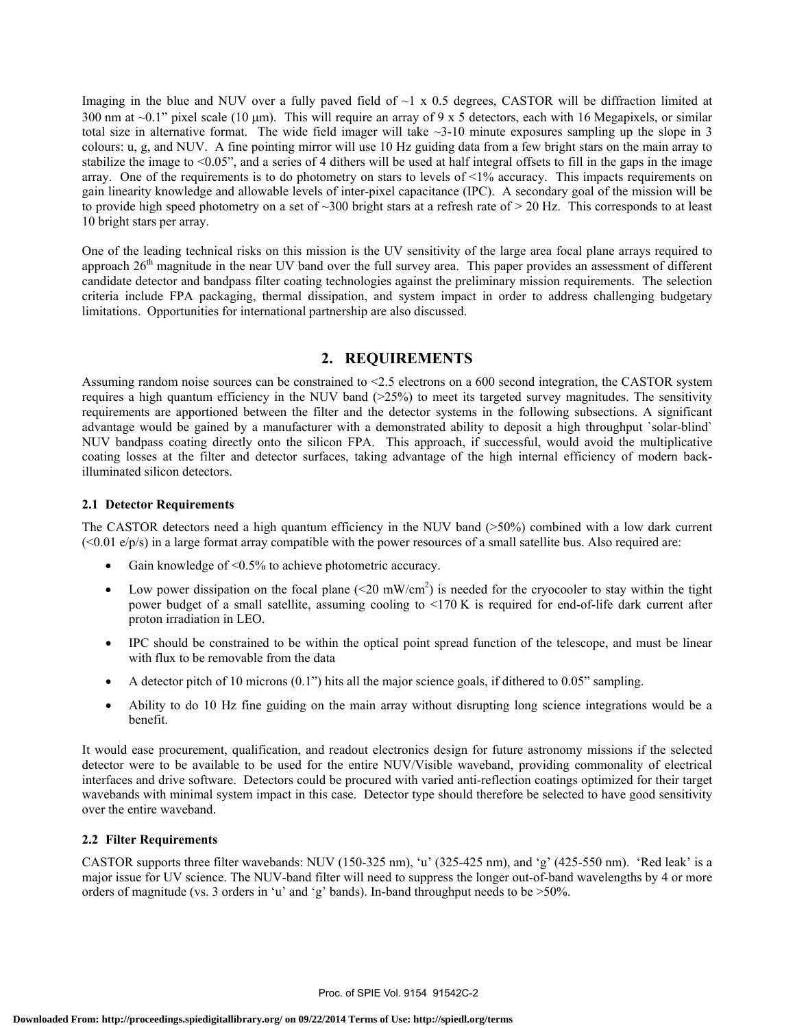Imaging in the blue and NUV over a fully paved field of ~1 x 0.5 degrees, CASTOR will be diffraction limited at 300 nm at ~0.1" pixel scale (10 μm). This will require an array of 9 x 5 detectors, each with 16 Megapixels, or similar total size in alternative format. The wide field imager will take ~3-10 minute exposures sampling up the slope in 3 colours: u, g, and NUV. A fine pointing mirror will use 10 Hz guiding data from a few bright stars on the main array to stabilize the image to <0.05", and a series of 4 dithers will be used at half integral offsets to fill in the gaps in the image array. One of the requirements is to do photometry on stars to levels of <1% accuracy. This impacts requirements on gain linearity knowledge and allowable levels of inter-pixel capacitance (IPC). A secondary goal of the mission will be to provide high speed photometry on a set of ~300 bright stars at a refresh rate of > 20 Hz. This corresponds to at least 10 bright stars per array.

One of the leading technical risks on this mission is the UV sensitivity of the large area focal plane arrays required to approach 26$^{th}$ magnitude in the near UV band over the full survey area. This paper provides an assessment of different candidate detector and bandpass filter coating technologies against the preliminary mission requirements. The selection criteria include FPA packaging, thermal dissipation, and system impact in order to address challenging budgetary limitations. Opportunities for international partnership are also discussed.

## 2. REQUIREMENTS

Assuming random noise sources can be constrained to <2.5 electrons on a 600 second integration, the CASTOR system requires a high quantum efficiency in the NUV band (>25%) to meet its targeted survey magnitudes. The sensitivity requirements are apportioned between the filter and the detector systems in the following subsections. A significant advantage would be gained by a manufacturer with a demonstrated ability to deposit a high throughput `solar-blind` NUV bandpass coating directly onto the silicon FPA. This approach, if successful, would avoid the multiplicative coating losses at the filter and detector surfaces, taking advantage of the high internal efficiency of modern back-illuminated silicon detectors.

### 2.1 Detector Requirements

The CASTOR detectors need a high quantum efficiency in the NUV band (>50%) combined with a low dark current (<0.01 e/p/s) in a large format array compatible with the power resources of a small satellite bus. Also required are:

- Gain knowledge of <0.5% to achieve photometric accuracy.
- Low power dissipation on the focal plane (<20 mW/cm$^2$) is needed for the cryocooler to stay within the tight power budget of a small satellite, assuming cooling to <170 K is required for end-of-life dark current after proton irradiation in LEO.
- IPC should be constrained to be within the optical point spread function of the telescope, and must be linear with flux to be removable from the data
- A detector pitch of 10 microns (0.1") hits all the major science goals, if dithered to 0.05" sampling.
- Ability to do 10 Hz fine guiding on the main array without disrupting long science integrations would be a benefit.

It would ease procurement, qualification, and readout electronics design for future astronomy missions if the selected detector were to be available to be used for the entire NUV/Visible waveband, providing commonality of electrical interfaces and drive software. Detectors could be procured with varied anti-reflection coatings optimized for their target wavebands with minimal system impact in this case. Detector type should therefore be selected to have good sensitivity over the entire waveband.

### 2.2 Filter Requirements

CASTOR supports three filter wavebands: NUV (150-325 nm), 'u' (325-425 nm), and 'g' (425-550 nm). 'Red leak' is a major issue for UV science. The NUV-band filter will need to suppress the longer out-of-band wavelengths by 4 or more orders of magnitude (vs. 3 orders in 'u' and 'g' bands). In-band throughput needs to be >50%.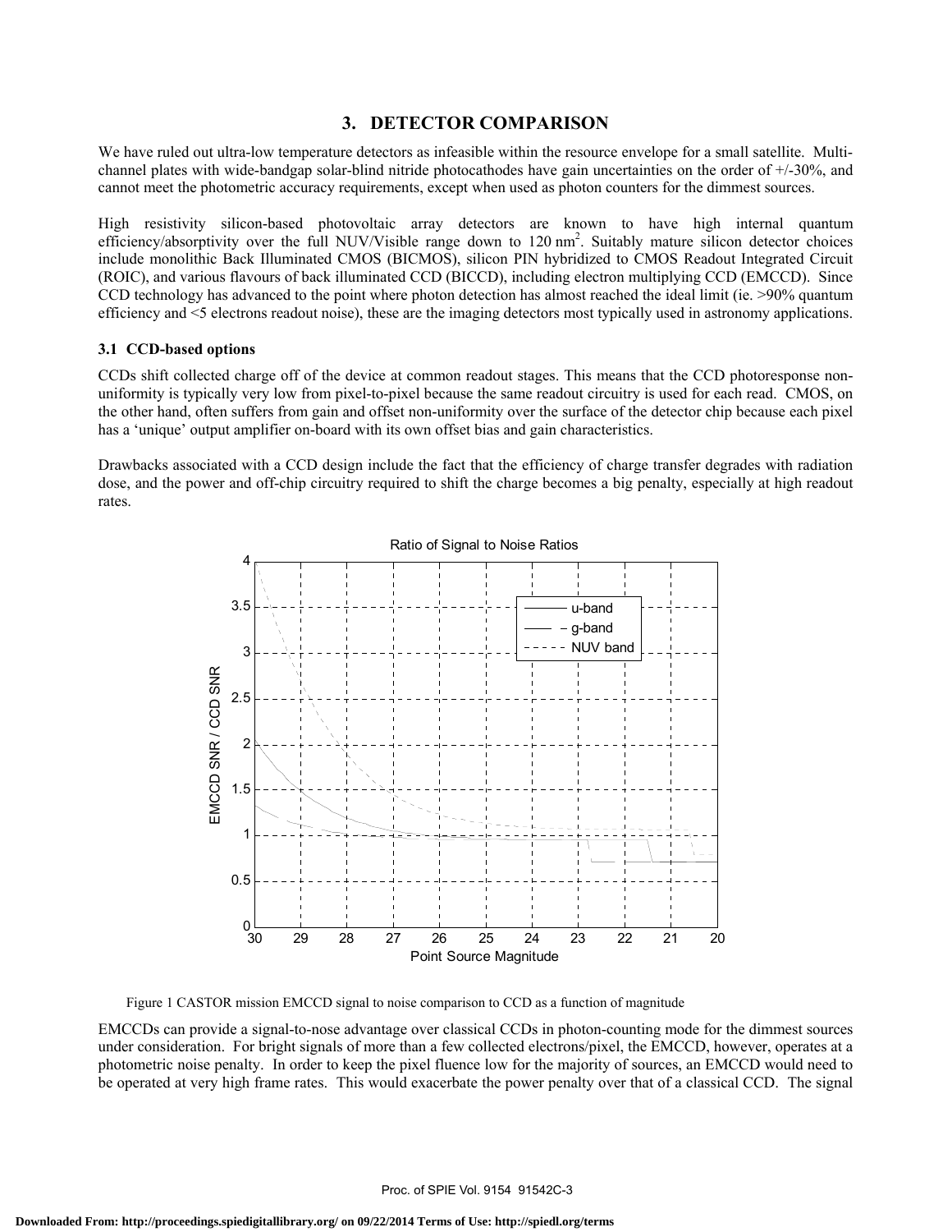## 3. DETECTOR COMPARISON

We have ruled out ultra-low temperature detectors as infeasible within the resource envelope for a small satellite. Multi-channel plates with wide-bandgap solar-blind nitride photocathodes have gain uncertainties on the order of +/-30%, and cannot meet the photometric accuracy requirements, except when used as photon counters for the dimmest sources.

High resistivity silicon-based photovoltaic array detectors are known to have high internal quantum efficiency/absorptivity over the full NUV/Visible range down to 120 nm[2]. Suitably mature silicon detector choices include monolithic Back Illuminated CMOS (BICMOS), silicon PIN hybridized to CMOS Readout Integrated Circuit (ROIC), and various flavours of back illuminated CCD (BICCD), including electron multiplying CCD (EMCCD). Since CCD technology has advanced to the point where photon detection has almost reached the ideal limit (ie. >90% quantum efficiency and <5 electrons readout noise), these are the imaging detectors most typically used in astronomy applications.

### 3.1 CCD-based options

CCDs shift collected charge off of the device at common readout stages. This means that the CCD photoresponse non-uniformity is typically very low from pixel-to-pixel because the same readout circuitry is used for each read. CMOS, on the other hand, often suffers from gain and offset non-uniformity over the surface of the detector chip because each pixel has a 'unique' output amplifier on-board with its own offset bias and gain characteristics.

Drawbacks associated with a CCD design include the fact that the efficiency of charge transfer degrades with radiation dose, and the power and off-chip circuitry required to shift the charge becomes a big penalty, especially at high readout rates.

Figure 1 CASTOR mission EMCCD signal to noise comparison to CCD as a function of magnitude

EMCCDs can provide a signal-to-nose advantage over classical CCDs in photon-counting mode for the dimmest sources under consideration. For bright signals of more than a few collected electrons/pixel, the EMCCD, however, operates at a photometric noise penalty. In order to keep the pixel fluence low for the majority of sources, an EMCCD would need to be operated at very high frame rates. This would exacerbate the power penalty over that of a classical CCD. The signal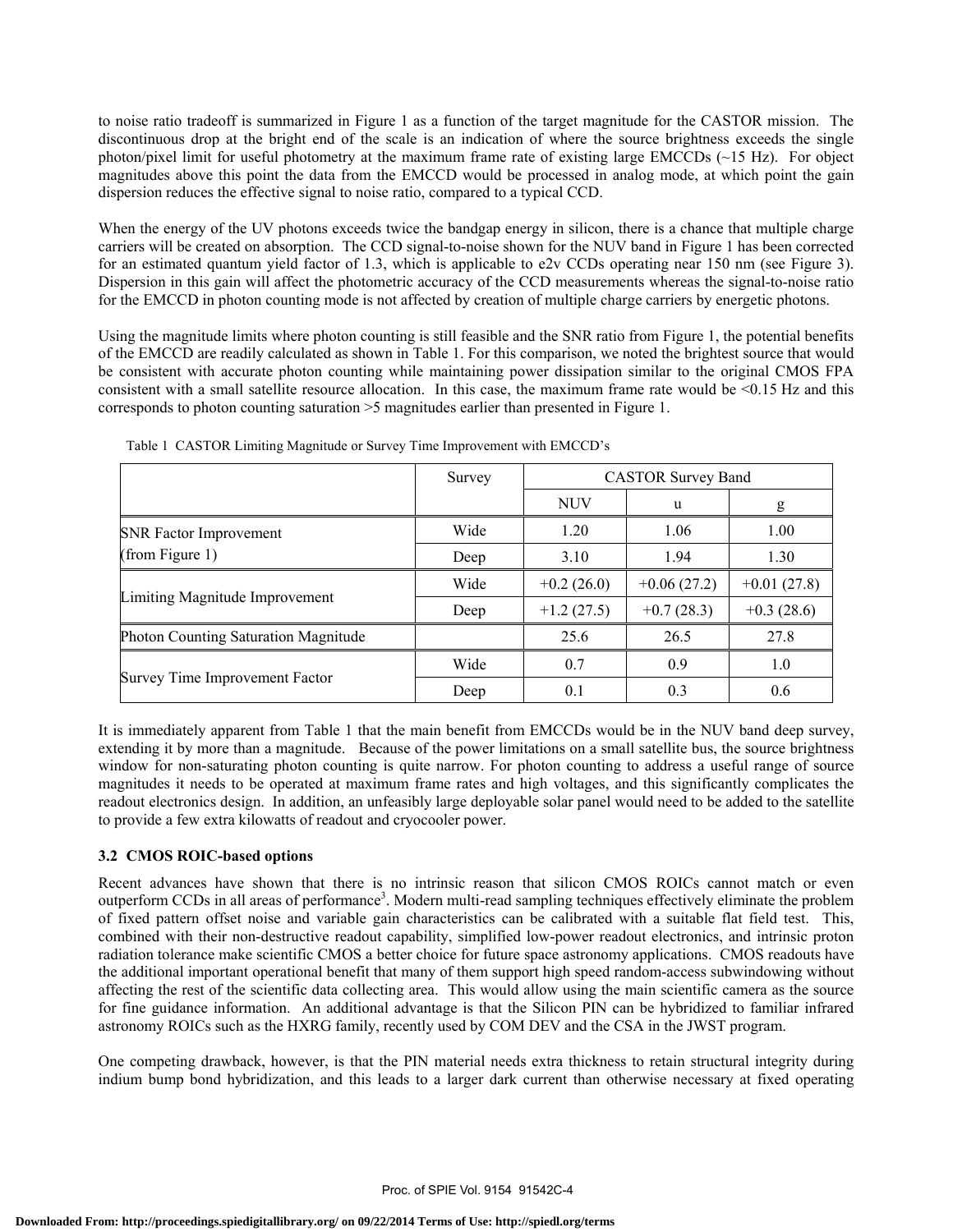to noise ratio tradeoff is summarized in Figure 1 as a function of the target magnitude for the CASTOR mission. The discontinuous drop at the bright end of the scale is an indication of where the source brightness exceeds the single photon/pixel limit for useful photometry at the maximum frame rate of existing large EMCCDs (~15 Hz). For object magnitudes above this point the data from the EMCCD would be processed in analog mode, at which point the gain dispersion reduces the effective signal to noise ratio, compared to a typical CCD.

When the energy of the UV photons exceeds twice the bandgap energy in silicon, there is a chance that multiple charge carriers will be created on absorption. The CCD signal-to-noise shown for the NUV band in Figure 1 has been corrected for an estimated quantum yield factor of 1.3, which is applicable to e2v CCDs operating near 150 nm (see Figure 3). Dispersion in this gain will affect the photometric accuracy of the CCD measurements whereas the signal-to-noise ratio for the EMCCD in photon counting mode is not affected by creation of multiple charge carriers by energetic photons.

Using the magnitude limits where photon counting is still feasible and the SNR ratio from Figure 1, the potential benefits of the EMCCD are readily calculated as shown in Table 1. For this comparison, we noted the brightest source that would be consistent with accurate photon counting while maintaining power dissipation similar to the original CMOS FPA consistent with a small satellite resource allocation. In this case, the maximum frame rate would be <0.15 Hz and this corresponds to photon counting saturation >5 magnitudes earlier than presented in Figure 1.

Table 1 CASTOR Limiting Magnitude or Survey Time Improvement with EMCCD's

| | Survey | CASTOR Survey Band | | |
|---|---|---|---|---|
| | | NUV | u | g |
| SNR Factor Improvement (from Figure 1) | Wide | 1.20 | 1.06 | 1.00 |
| | Deep | 3.10 | 1.94 | 1.30 |
| Limiting Magnitude Improvement | Wide | +0.2 (26.0) | +0.06 (27.2) | +0.01 (27.8) |
| | Deep | +1.2 (27.5) | +0.7 (28.3) | +0.3 (28.6) |
| Photon Counting Saturation Magnitude | | 25.6 | 26.5 | 27.8 |
| Survey Time Improvement Factor | Wide | 0.7 | 0.9 | 1.0 |
| | Deep | 0.1 | 0.3 | 0.6 |

It is immediately apparent from Table 1 that the main benefit from EMCCDs would be in the NUV band deep survey, extending it by more than a magnitude. Because of the power limitations on a small satellite bus, the source brightness window for non-saturating photon counting is quite narrow. For photon counting to address a useful range of source magnitudes it needs to be operated at maximum frame rates and high voltages, and this significantly complicates the readout electronics design. In addition, an unfeasibly large deployable solar panel would need to be added to the satellite to provide a few extra kilowatts of readout and cryocooler power.

### 3.2 CMOS ROIC-based options

Recent advances have shown that there is no intrinsic reason that silicon CMOS ROICs cannot match or even outperform CCDs in all areas of performance[3]. Modern multi-read sampling techniques effectively eliminate the problem of fixed pattern offset noise and variable gain characteristics can be calibrated with a suitable flat field test. This, combined with their non-destructive readout capability, simplified low-power readout electronics, and intrinsic proton radiation tolerance make scientific CMOS a better choice for future space astronomy applications. CMOS readouts have the additional important operational benefit that many of them support high speed random-access subwindowing without affecting the rest of the scientific data collecting area. This would allow using the main scientific camera as the source for fine guidance information. An additional advantage is that the Silicon PIN can be hybridized to familiar infrared astronomy ROICs such as the HXRG family, recently used by COM DEV and the CSA in the JWST program.

One competing drawback, however, is that the PIN material needs extra thickness to retain structural integrity during indium bump bond hybridization, and this leads to a larger dark current than otherwise necessary at fixed operating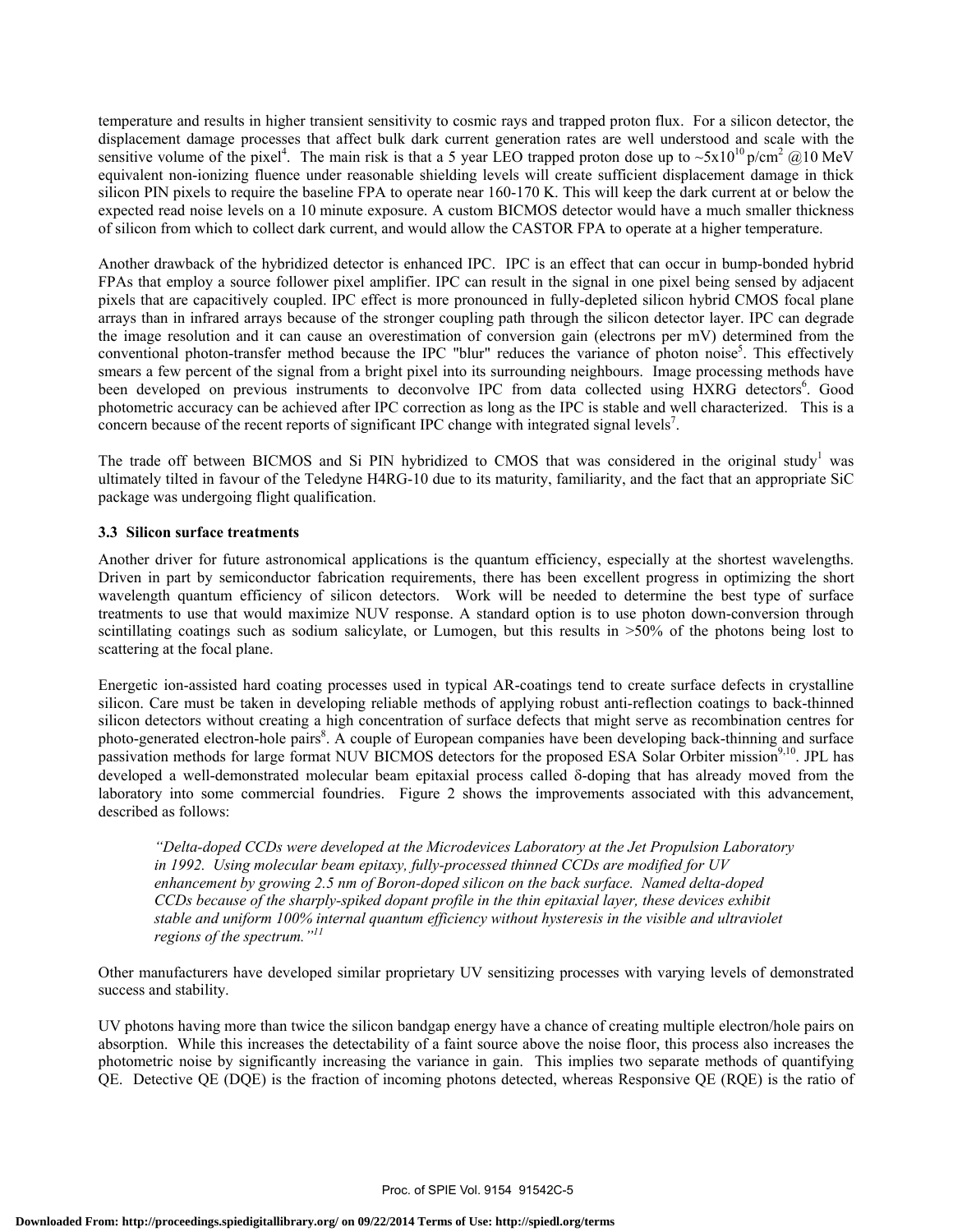temperature and results in higher transient sensitivity to cosmic rays and trapped proton flux. For a silicon detector, the displacement damage processes that affect bulk dark current generation rates are well understood and scale with the sensitive volume of the pixel[4]. The main risk is that a 5 year LEO trapped proton dose up to $\sim 5\times10^{10}$ p/cm$^2$ @10 MeV equivalent non-ionizing fluence under reasonable shielding levels will create sufficient displacement damage in thick silicon PIN pixels to require the baseline FPA to operate near 160-170 K. This will keep the dark current at or below the expected read noise levels on a 10 minute exposure. A custom BICMOS detector would have a much smaller thickness of silicon from which to collect dark current, and would allow the CASTOR FPA to operate at a higher temperature.

Another drawback of the hybridized detector is enhanced IPC. IPC is an effect that can occur in bump-bonded hybrid FPAs that employ a source follower pixel amplifier. IPC can result in the signal in one pixel being sensed by adjacent pixels that are capacitively coupled. IPC effect is more pronounced in fully-depleted silicon hybrid CMOS focal plane arrays than in infrared arrays because of the stronger coupling path through the silicon detector layer. IPC can degrade the image resolution and it can cause an overestimation of conversion gain (electrons per mV) determined from the conventional photon-transfer method because the IPC "blur" reduces the variance of photon noise[5]. This effectively smears a few percent of the signal from a bright pixel into its surrounding neighbours. Image processing methods have been developed on previous instruments to deconvolve IPC from data collected using HXRG detectors[6]. Good photometric accuracy can be achieved after IPC correction as long as the IPC is stable and well characterized. This is a concern because of the recent reports of significant IPC change with integrated signal levels[7].

The trade off between BICMOS and Si PIN hybridized to CMOS that was considered in the original study[1] was ultimately tilted in favour of the Teledyne H4RG-10 due to its maturity, familiarity, and the fact that an appropriate SiC package was undergoing flight qualification.

### 3.3 Silicon surface treatments

Another driver for future astronomical applications is the quantum efficiency, especially at the shortest wavelengths. Driven in part by semiconductor fabrication requirements, there has been excellent progress in optimizing the short wavelength quantum efficiency of silicon detectors. Work will be needed to determine the best type of surface treatments to use that would maximize NUV response. A standard option is to use photon down-conversion through scintillating coatings such as sodium salicylate, or Lumogen, but this results in >50% of the photons being lost to scattering at the focal plane.

Energetic ion-assisted hard coating processes used in typical AR-coatings tend to create surface defects in crystalline silicon. Care must be taken in developing reliable methods of applying robust anti-reflection coatings to back-thinned silicon detectors without creating a high concentration of surface defects that might serve as recombination centres for photo-generated electron-hole pairs[8]. A couple of European companies have been developing back-thinning and surface passivation methods for large format NUV BICMOS detectors for the proposed ESA Solar Orbiter mission[9,10]. JPL has developed a well-demonstrated molecular beam epitaxial process called δ-doping that has already moved from the laboratory into some commercial foundries. Figure 2 shows the improvements associated with this advancement, described as follows:

> *"Delta-doped CCDs were developed at the Microdevices Laboratory at the Jet Propulsion Laboratory in 1992. Using molecular beam epitaxy, fully-processed thinned CCDs are modified for UV enhancement by growing 2.5 nm of Boron-doped silicon on the back surface. Named delta-doped CCDs because of the sharply-spiked dopant profile in the thin epitaxial layer, these devices exhibit stable and uniform 100% internal quantum efficiency without hysteresis in the visible and ultraviolet regions of the spectrum."*[11]

Other manufacturers have developed similar proprietary UV sensitizing processes with varying levels of demonstrated success and stability.

UV photons having more than twice the silicon bandgap energy have a chance of creating multiple electron/hole pairs on absorption. While this increases the detectability of a faint source above the noise floor, this process also increases the photometric noise by significantly increasing the variance in gain. This implies two separate methods of quantifying QE. Detective QE (DQE) is the fraction of incoming photons detected, whereas Responsive QE (RQE) is the ratio of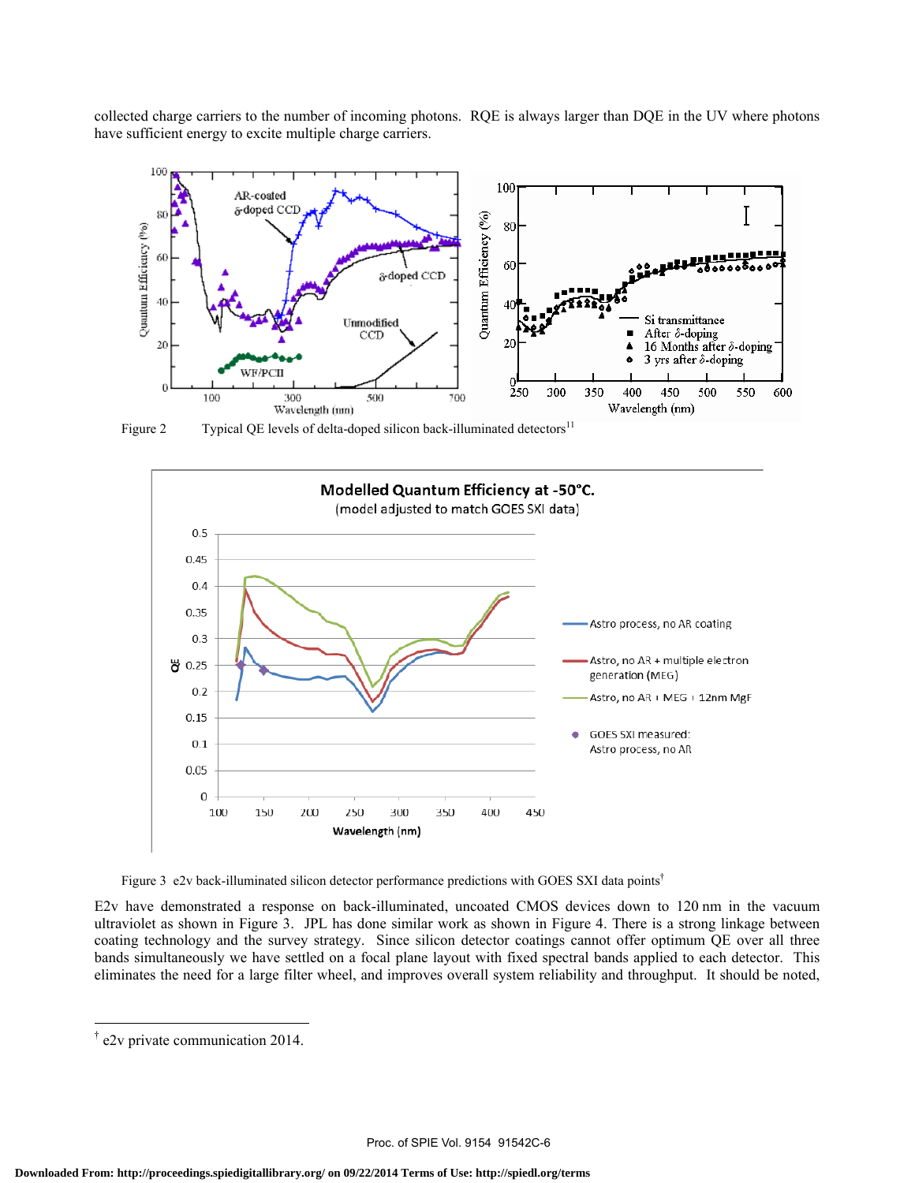collected charge carriers to the number of incoming photons. RQE is always larger than DQE in the UV where photons have sufficient energy to excite multiple charge carriers.

Figure 2 Typical QE levels of delta-doped silicon back-illuminated detectors[11]

Figure 3 e2v back-illuminated silicon detector performance predictions with GOES SXI data points[†]

E2v have demonstrated a response on back-illuminated, uncoated CMOS devices down to 120 nm in the vacuum ultraviolet as shown in Figure 3. JPL has done similar work as shown in Figure 4. There is a strong linkage between coating technology and the survey strategy. Since silicon detector coatings cannot offer optimum QE over all three bands simultaneously we have settled on a focal plane layout with fixed spectral bands applied to each detector. This eliminates the need for a large filter wheel, and improves overall system reliability and throughput. It should be noted,

[†] e2v private communication 2014.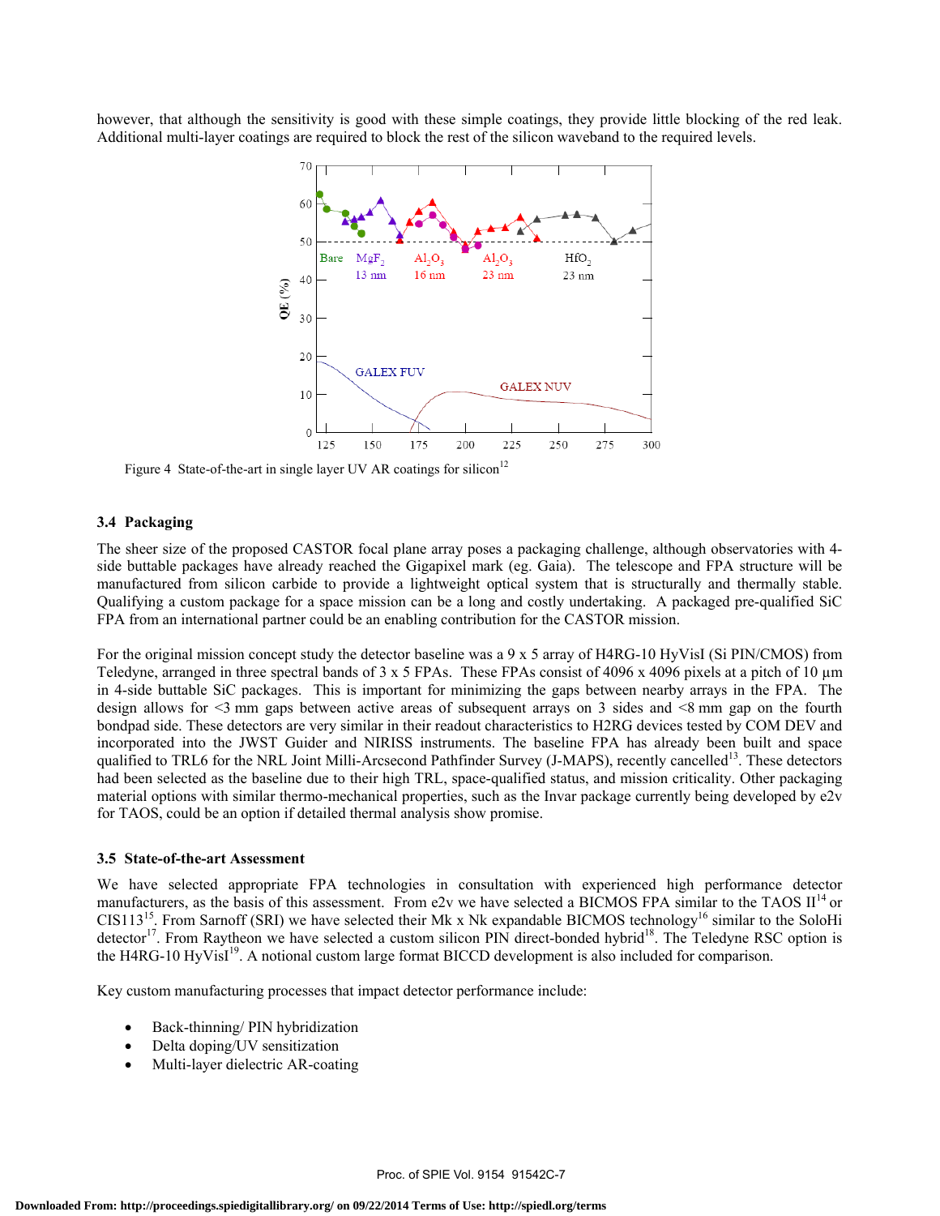however, that although the sensitivity is good with these simple coatings, they provide little blocking of the red leak. Additional multi-layer coatings are required to block the rest of the silicon waveband to the required levels.

Figure 4 State-of-the-art in single layer UV AR coatings for silicon[12]

### 3.4 Packaging

The sheer size of the proposed CASTOR focal plane array poses a packaging challenge, although observatories with 4-side buttable packages have already reached the Gigapixel mark (eg. Gaia). The telescope and FPA structure will be manufactured from silicon carbide to provide a lightweight optical system that is structurally and thermally stable. Qualifying a custom package for a space mission can be a long and costly undertaking. A packaged pre-qualified SiC FPA from an international partner could be an enabling contribution for the CASTOR mission.

For the original mission concept study the detector baseline was a 9 x 5 array of H4RG-10 HyVisI (Si PIN/CMOS) from Teledyne, arranged in three spectral bands of 3 x 5 FPAs. These FPAs consist of 4096 x 4096 pixels at a pitch of 10 µm in 4-side buttable SiC packages. This is important for minimizing the gaps between nearby arrays in the FPA. The design allows for <3 mm gaps between active areas of subsequent arrays on 3 sides and <8 mm gap on the fourth bondpad side. These detectors are very similar in their readout characteristics to H2RG devices tested by COM DEV and incorporated into the JWST Guider and NIRISS instruments. The baseline FPA has already been built and space qualified to TRL6 for the NRL Joint Milli-Arcsecond Pathfinder Survey (J-MAPS), recently cancelled[13]. These detectors had been selected as the baseline due to their high TRL, space-qualified status, and mission criticality. Other packaging material options with similar thermo-mechanical properties, such as the Invar package currently being developed by e2v for TAOS, could be an option if detailed thermal analysis show promise.

### 3.5 State-of-the-art Assessment

We have selected appropriate FPA technologies in consultation with experienced high performance detector manufacturers, as the basis of this assessment. From e2v we have selected a BICMOS FPA similar to the TAOS II[14] or CIS113[15]. From Sarnoff (SRI) we have selected their Mk x Nk expandable BICMOS technology[16] similar to the SoloHi detector[17]. From Raytheon we have selected a custom silicon PIN direct-bonded hybrid[18]. The Teledyne RSC option is the H4RG-10 HyVisI[19]. A notional custom large format BICCD development is also included for comparison.

Key custom manufacturing processes that impact detector performance include:

- Back-thinning/ PIN hybridization
- Delta doping/UV sensitization
- Multi-layer dielectric AR-coating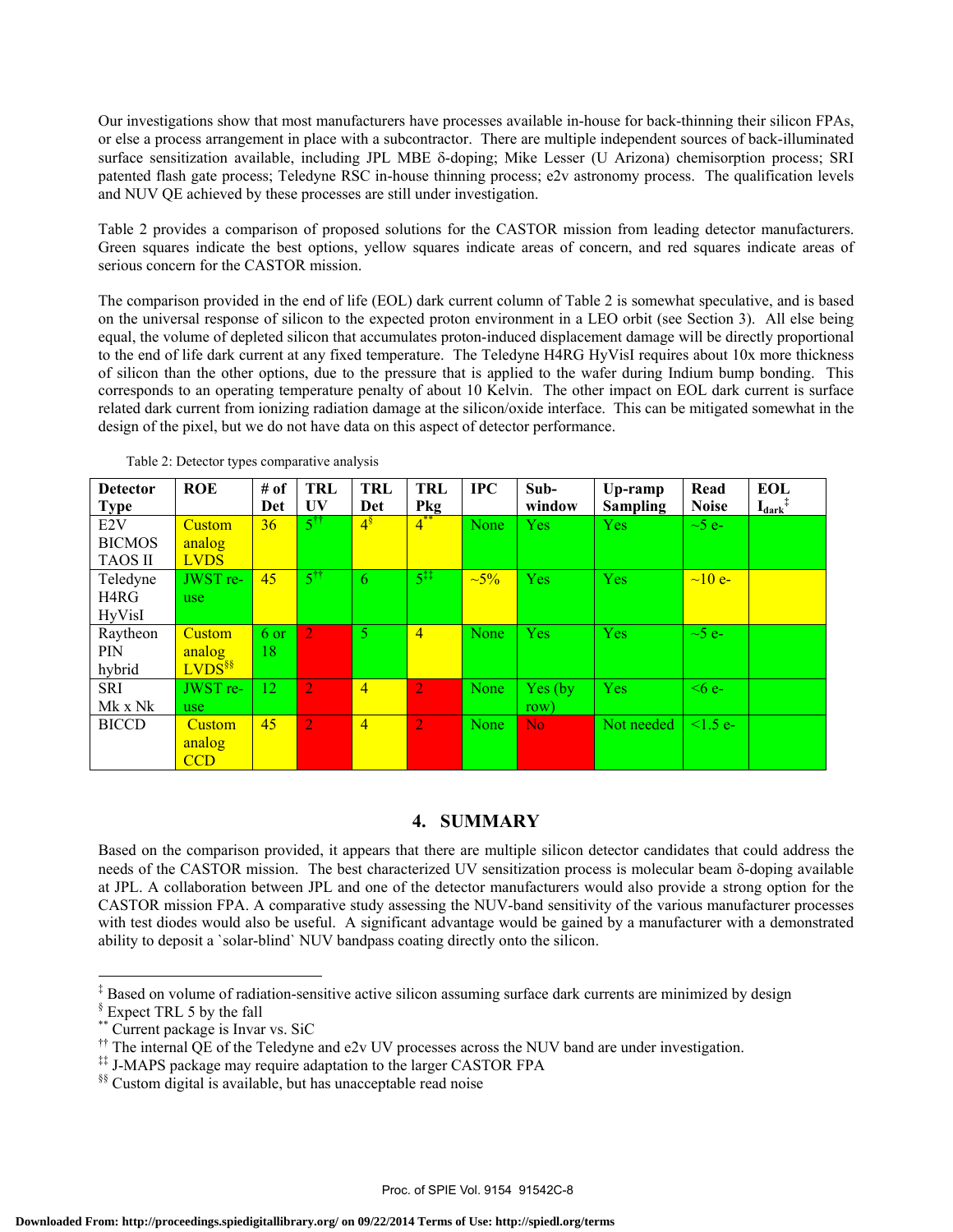Our investigations show that most manufacturers have processes available in-house for back-thinning their silicon FPAs, or else a process arrangement in place with a subcontractor. There are multiple independent sources of back-illuminated surface sensitization available, including JPL MBE δ-doping; Mike Lesser (U Arizona) chemisorption process; SRI patented flash gate process; Teledyne RSC in-house thinning process; e2v astronomy process. The qualification levels and NUV QE achieved by these processes are still under investigation.

Table 2 provides a comparison of proposed solutions for the CASTOR mission from leading detector manufacturers. Green squares indicate the best options, yellow squares indicate areas of concern, and red squares indicate areas of serious concern for the CASTOR mission.

The comparison provided in the end of life (EOL) dark current column of Table 2 is somewhat speculative, and is based on the universal response of silicon to the expected proton environment in a LEO orbit (see Section 3). All else being equal, the volume of depleted silicon that accumulates proton-induced displacement damage will be directly proportional to the end of life dark current at any fixed temperature. The Teledyne H4RG HyVisI requires about 10x more thickness of silicon than the other options, due to the pressure that is applied to the wafer during Indium bump bonding. This corresponds to an operating temperature penalty of about 10 Kelvin. The other impact on EOL dark current is surface related dark current from ionizing radiation damage at the silicon/oxide interface. This can be mitigated somewhat in the design of the pixel, but we do not have data on this aspect of detector performance.

Table 2: Detector types comparative analysis

| Detector Type | ROE | # of Det | TRL UV | TRL Det | TRL Pkg | IPC | Sub-window | Up-ramp Sampling | Read Noise | EOL $I_{dark}$ [‡] |
|---|---|---|---|---|---|---|---|---|---|---|
| E2V BICMOS TAOS II | Custom analog LVDS | 36 | 5[††] | 4[§] | 4[**] | None | Yes | Yes | ~5 e- | |
| Teledyne H4RG HyVisI | JWST re-use | 45 | 5[††] | 6 | 5[‡‡] | ~5% | Yes | Yes | ~10 e- | |
| Raytheon PIN hybrid | Custom analog LVDS[§§] | 6 or 18 | 2 | 5 | 4 | None | Yes | Yes | ~5 e- | |
| SRI Mk x Nk | JWST re-use | 12 | 2 | 4 | 2 | None | Yes (by row) | Yes | <6 e- | |
| BICCD | Custom analog CCD | 45 | 2 | 4 | 2 | None | No | Not needed | <1.5 e- | |

## 4. SUMMARY

Based on the comparison provided, it appears that there are multiple silicon detector candidates that could address the needs of the CASTOR mission. The best characterized UV sensitization process is molecular beam δ-doping available at JPL. A collaboration between JPL and one of the detector manufacturers would also provide a strong option for the CASTOR mission FPA. A comparative study assessing the NUV-band sensitivity of the various manufacturer processes with test diodes would also be useful. A significant advantage would be gained by a manufacturer with a demonstrated ability to deposit a `solar-blind` NUV bandpass coating directly onto the silicon.

---

[‡] Based on volume of radiation-sensitive active silicon assuming surface dark currents are minimized by design

[§] Expect TRL 5 by the fall

[**] Current package is Invar vs. SiC

[††] The internal QE of the Teledyne and e2v UV processes across the NUV band are under investigation.

[‡‡] J-MAPS package may require adaptation to the larger CASTOR FPA

[§§] Custom digital is available, but has unacceptable read noise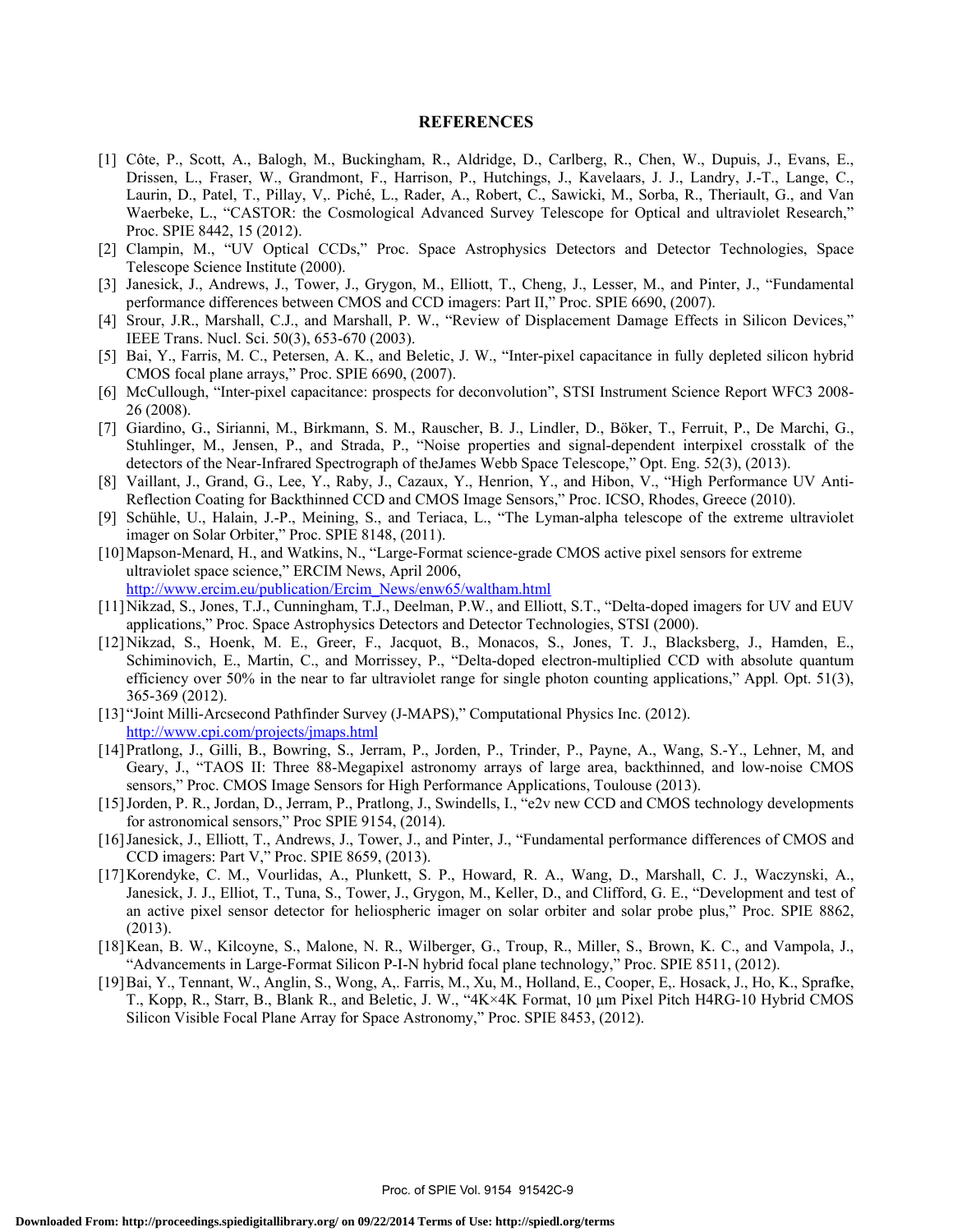## REFERENCES

[1] Côte, P., Scott, A., Balogh, M., Buckingham, R., Aldridge, D., Carlberg, R., Chen, W., Dupuis, J., Evans, E., Drissen, L., Fraser, W., Grandmont, F., Harrison, P., Hutchings, J., Kavelaars, J. J., Landry, J.-T., Lange, C., Laurin, D., Patel, T., Pillay, V,. Piché, L., Rader, A., Robert, C., Sawicki, M., Sorba, R., Theriault, G., and Van Waerbeke, L., "CASTOR: the Cosmological Advanced Survey Telescope for Optical and ultraviolet Research," Proc. SPIE 8442, 15 (2012).

[2] Clampin, M., "UV Optical CCDs," Proc. Space Astrophysics Detectors and Detector Technologies, Space Telescope Science Institute (2000).

[3] Janesick, J., Andrews, J., Tower, J., Grygon, M., Elliott, T., Cheng, J., Lesser, M., and Pinter, J., "Fundamental performance differences between CMOS and CCD imagers: Part II," Proc. SPIE 6690, (2007).

[4] Srour, J.R., Marshall, C.J., and Marshall, P. W., "Review of Displacement Damage Effects in Silicon Devices," IEEE Trans. Nucl. Sci. 50(3), 653-670 (2003).

[5] Bai, Y., Farris, M. C., Petersen, A. K., and Beletic, J. W., "Inter-pixel capacitance in fully depleted silicon hybrid CMOS focal plane arrays," Proc. SPIE 6690, (2007).

[6] McCullough, "Inter-pixel capacitance: prospects for deconvolution", STSI Instrument Science Report WFC3 2008-26 (2008).

[7] Giardino, G., Sirianni, M., Birkmann, S. M., Rauscher, B. J., Lindler, D., Böker, T., Ferruit, P., De Marchi, G., Stuhlinger, M., Jensen, P., and Strada, P., "Noise properties and signal-dependent interpixel crosstalk of the detectors of the Near-Infrared Spectrograph of theJames Webb Space Telescope," Opt. Eng. 52(3), (2013).

[8] Vaillant, J., Grand, G., Lee, Y., Raby, J., Cazaux, Y., Henrion, Y., and Hibon, V., "High Performance UV Anti-Reflection Coating for Backthinned CCD and CMOS Image Sensors," Proc. ICSO, Rhodes, Greece (2010).

[9] Schühle, U., Halain, J.-P., Meining, S., and Teriaca, L., "The Lyman-alpha telescope of the extreme ultraviolet imager on Solar Orbiter," Proc. SPIE 8148, (2011).

[10] Mapson-Menard, H., and Watkins, N., "Large-Format science-grade CMOS active pixel sensors for extreme ultraviolet space science," ERCIM News, April 2006, http://www.ercim.eu/publication/Ercim_News/enw65/waltham.html

[11] Nikzad, S., Jones, T.J., Cunningham, T.J., Deelman, P.W., and Elliott, S.T., "Delta-doped imagers for UV and EUV applications," Proc. Space Astrophysics Detectors and Detector Technologies, STSI (2000).

[12] Nikzad, S., Hoenk, M. E., Greer, F., Jacquot, B., Monacos, S., Jones, T. J., Blacksberg, J., Hamden, E., Schiminovich, E., Martin, C., and Morrissey, P., "Delta-doped electron-multiplied CCD with absolute quantum efficiency over 50% in the near to far ultraviolet range for single photon counting applications," Appl. Opt. 51(3), 365-369 (2012).

[13] "Joint Milli-Arcsecond Pathfinder Survey (J-MAPS)," Computational Physics Inc. (2012). http://www.cpi.com/projects/jmaps.html

[14] Pratlong, J., Gilli, B., Bowring, S., Jerram, P., Jorden, P., Trinder, P., Payne, A., Wang, S.-Y., Lehner, M, and Geary, J., "TAOS II: Three 88-Megapixel astronomy arrays of large area, backthinned, and low-noise CMOS sensors," Proc. CMOS Image Sensors for High Performance Applications, Toulouse (2013).

[15] Jorden, P. R., Jordan, D., Jerram, P., Pratlong, J., Swindells, I., "e2v new CCD and CMOS technology developments for astronomical sensors," Proc SPIE 9154, (2014).

[16] Janesick, J., Elliott, T., Andrews, J., Tower, J., and Pinter, J., "Fundamental performance differences of CMOS and CCD imagers: Part V," Proc. SPIE 8659, (2013).

[17] Korendyke, C. M., Vourlidas, A., Plunkett, S. P., Howard, R. A., Wang, D., Marshall, C. J., Waczynski, A., Janesick, J. J., Elliot, T., Tuna, S., Tower, J., Grygon, M., Keller, D., and Clifford, G. E., "Development and test of an active pixel sensor detector for heliospheric imager on solar orbiter and solar probe plus," Proc. SPIE 8862, (2013).

[18] Kean, B. W., Kilcoyne, S., Malone, N. R., Wilberger, G., Troup, R., Miller, S., Brown, K. C., and Vampola, J., "Advancements in Large-Format Silicon P-I-N hybrid focal plane technology," Proc. SPIE 8511, (2012).

[19] Bai, Y., Tennant, W., Anglin, S., Wong, A,. Farris, M., Xu, M., Holland, E., Cooper, E,. Hosack, J., Ho, K., Sprafke, T., Kopp, R., Starr, B., Blank R., and Beletic, J. W., "4K×4K Format, 10 µm Pixel Pitch H4RG-10 Hybrid CMOS Silicon Visible Focal Plane Array for Space Astronomy," Proc. SPIE 8453, (2012).